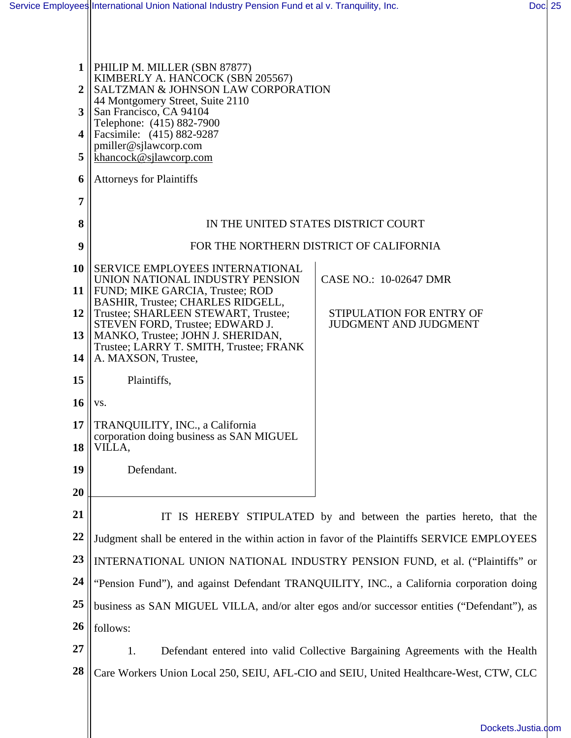PHILIP M. MILLER (SBN 87877)
KIMBERLY A. HANCOCK (SBN 205567)
SALTZMAN & JOHNSON LAW CORPORATION
44 Montgomery Street, Suite 2110
San Francisco, CA 94104
Telephone: (415) 882-7900
Facsimile: (415) 882-9287
pmiller@sjlawcorp.com
khancock@sjlawcorp.com

Attorneys for Plaintiffs

IN THE UNITED STATES DISTRICT COURT

FOR THE NORTHERN DISTRICT OF CALIFORNIA

| | |
|---|---|
| SERVICE EMPLOYEES INTERNATIONAL UNION NATIONAL INDUSTRY PENSION FUND; MIKE GARCIA, Trustee; ROD BASHIR, Trustee; CHARLES RIDGELL, Trustee; SHARLEEN STEWART, Trustee; STEVEN FORD, Trustee; EDWARD J. MANKO, Trustee; JOHN J. SHERIDAN, Trustee; LARRY T. SMITH, Trustee; FRANK A. MAXSON, Trustee,<br><br>Plaintiffs,<br><br>vs.<br><br>TRANQUILITY, INC., a California corporation doing business as SAN MIGUEL VILLA,<br><br>Defendant. | CASE NO.: 10-02647 DMR<br><br>STIPULATION FOR ENTRY OF JUDGMENT AND JUDGMENT |

IT IS HEREBY STIPULATED by and between the parties hereto, that the Judgment shall be entered in the within action in favor of the Plaintiffs SERVICE EMPLOYEES INTERNATIONAL UNION NATIONAL INDUSTRY PENSION FUND, et al. ("Plaintiffs" or "Pension Fund"), and against Defendant TRANQUILITY, INC., a California corporation doing business as SAN MIGUEL VILLA, and/or alter egos and/or successor entities ("Defendant"), as follows:

1. Defendant entered into valid Collective Bargaining Agreements with the Health Care Workers Union Local 250, SEIU, AFL-CIO and SEIU, United Healthcare-West, CTW, CLC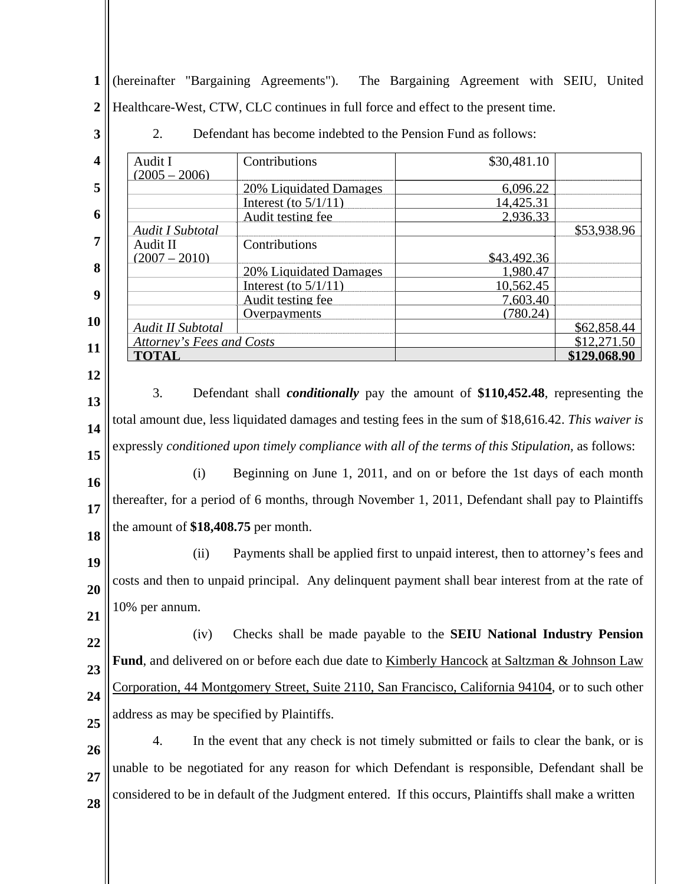(hereinafter "Bargaining Agreements"). The Bargaining Agreement with SEIU, United Healthcare-West, CTW, CLC continues in full force and effect to the present time.

2. Defendant has become indebted to the Pension Fund as follows:

| | | | |
|---|---|---|---|
| Audit I (2005 – 2006) | Contributions | $30,481.10 | |
| | 20% Liquidated Damages | 6,096.22 | |
| | Interest (to 5/1/11) | 14,425.31 | |
| | Audit testing fee | 2,936.33 | |
| *Audit I Subtotal* | | | $53,938.96 |
| Audit II (2007 – 2010) | Contributions | $43,492.36 | |
| | 20% Liquidated Damages | 1,980.47 | |
| | Interest (to 5/1/11) | 10,562.45 | |
| | Audit testing fee | 7,603.40 | |
| | Overpayments | (780.24) | |
| *Audit II Subtotal* | | | $62,858.44 |
| *Attorney's Fees and Costs* | | | $12,271.50 |
| **TOTAL** | | | **$129,068.90** |

3. Defendant shall ***conditionally*** pay the amount of **$110,452.48**, representing the total amount due, less liquidated damages and testing fees in the sum of $18,616.42. *This waiver is* expressly *conditioned upon timely compliance with all of the terms of this Stipulation,* as follows:

(i) Beginning on June 1, 2011, and on or before the 1st days of each month thereafter, for a period of 6 months, through November 1, 2011, Defendant shall pay to Plaintiffs the amount of **$18,408.75** per month.

(ii) Payments shall be applied first to unpaid interest, then to attorney's fees and costs and then to unpaid principal. Any delinquent payment shall bear interest from at the rate of 10% per annum.

(iv) Checks shall be made payable to the **SEIU National Industry Pension Fund**, and delivered on or before each due date to Kimberly Hancock at Saltzman & Johnson Law Corporation, 44 Montgomery Street, Suite 2110, San Francisco, California 94104, or to such other address as may be specified by Plaintiffs.

4. In the event that any check is not timely submitted or fails to clear the bank, or is unable to be negotiated for any reason for which Defendant is responsible, Defendant shall be considered to be in default of the Judgment entered. If this occurs, Plaintiffs shall make a written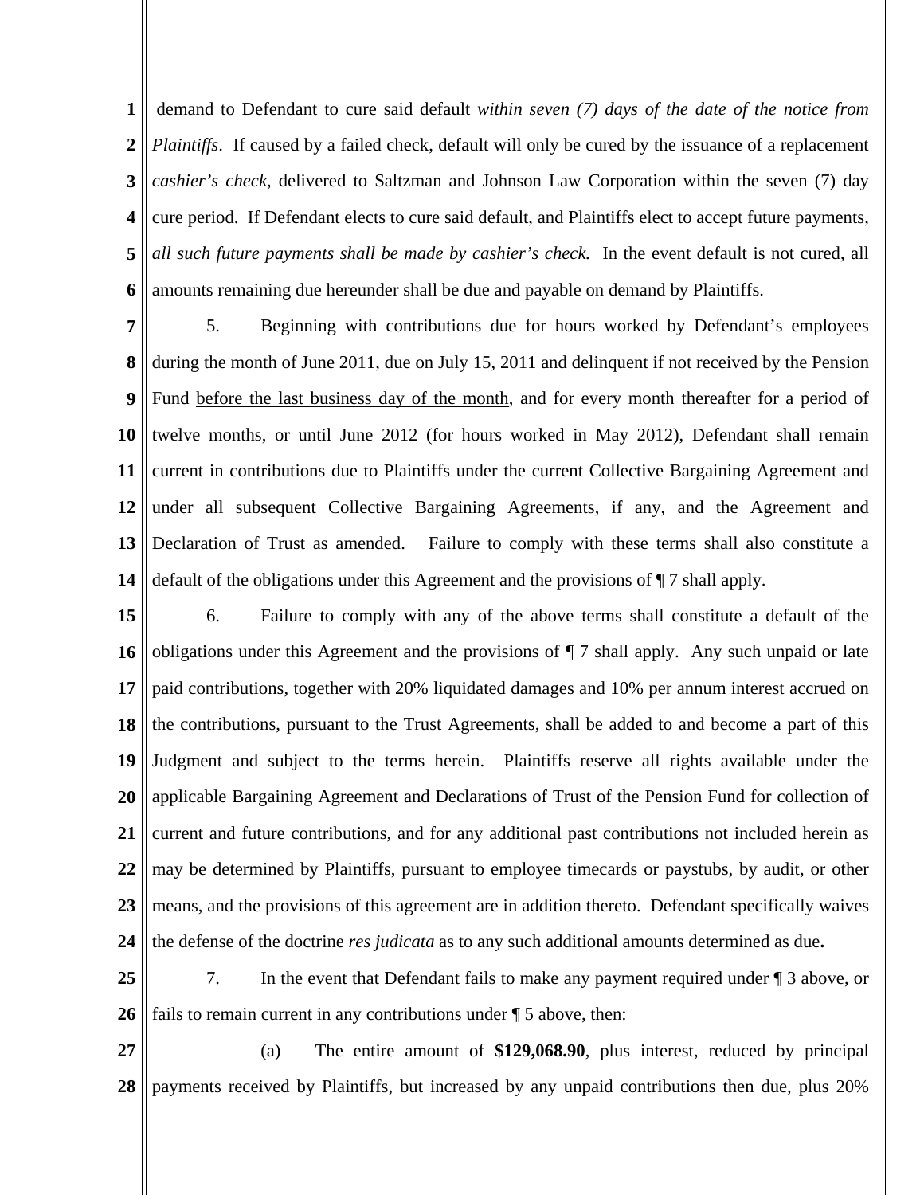demand to Defendant to cure said default *within seven (7) days of the date of the notice from Plaintiffs*. If caused by a failed check, default will only be cured by the issuance of a replacement *cashier's check*, delivered to Saltzman and Johnson Law Corporation within the seven (7) day cure period. If Defendant elects to cure said default, and Plaintiffs elect to accept future payments, *all such future payments shall be made by cashier's check.* In the event default is not cured, all amounts remaining due hereunder shall be due and payable on demand by Plaintiffs.

5. Beginning with contributions due for hours worked by Defendant's employees during the month of June 2011, due on July 15, 2011 and delinquent if not received by the Pension Fund <u>before the last business day of the month</u>, and for every month thereafter for a period of twelve months, or until June 2012 (for hours worked in May 2012), Defendant shall remain current in contributions due to Plaintiffs under the current Collective Bargaining Agreement and under all subsequent Collective Bargaining Agreements, if any, and the Agreement and Declaration of Trust as amended. Failure to comply with these terms shall also constitute a default of the obligations under this Agreement and the provisions of ¶ 7 shall apply.

6. Failure to comply with any of the above terms shall constitute a default of the obligations under this Agreement and the provisions of ¶ 7 shall apply. Any such unpaid or late paid contributions, together with 20% liquidated damages and 10% per annum interest accrued on the contributions, pursuant to the Trust Agreements, shall be added to and become a part of this Judgment and subject to the terms herein. Plaintiffs reserve all rights available under the applicable Bargaining Agreement and Declarations of Trust of the Pension Fund for collection of current and future contributions, and for any additional past contributions not included herein as may be determined by Plaintiffs, pursuant to employee timecards or paystubs, by audit, or other means, and the provisions of this agreement are in addition thereto. Defendant specifically waives the defense of the doctrine *res judicata* as to any such additional amounts determined as due**.**

7. In the event that Defendant fails to make any payment required under ¶ 3 above, or fails to remain current in any contributions under ¶ 5 above, then:

(a) The entire amount of **$129,068.90**, plus interest, reduced by principal payments received by Plaintiffs, but increased by any unpaid contributions then due, plus 20%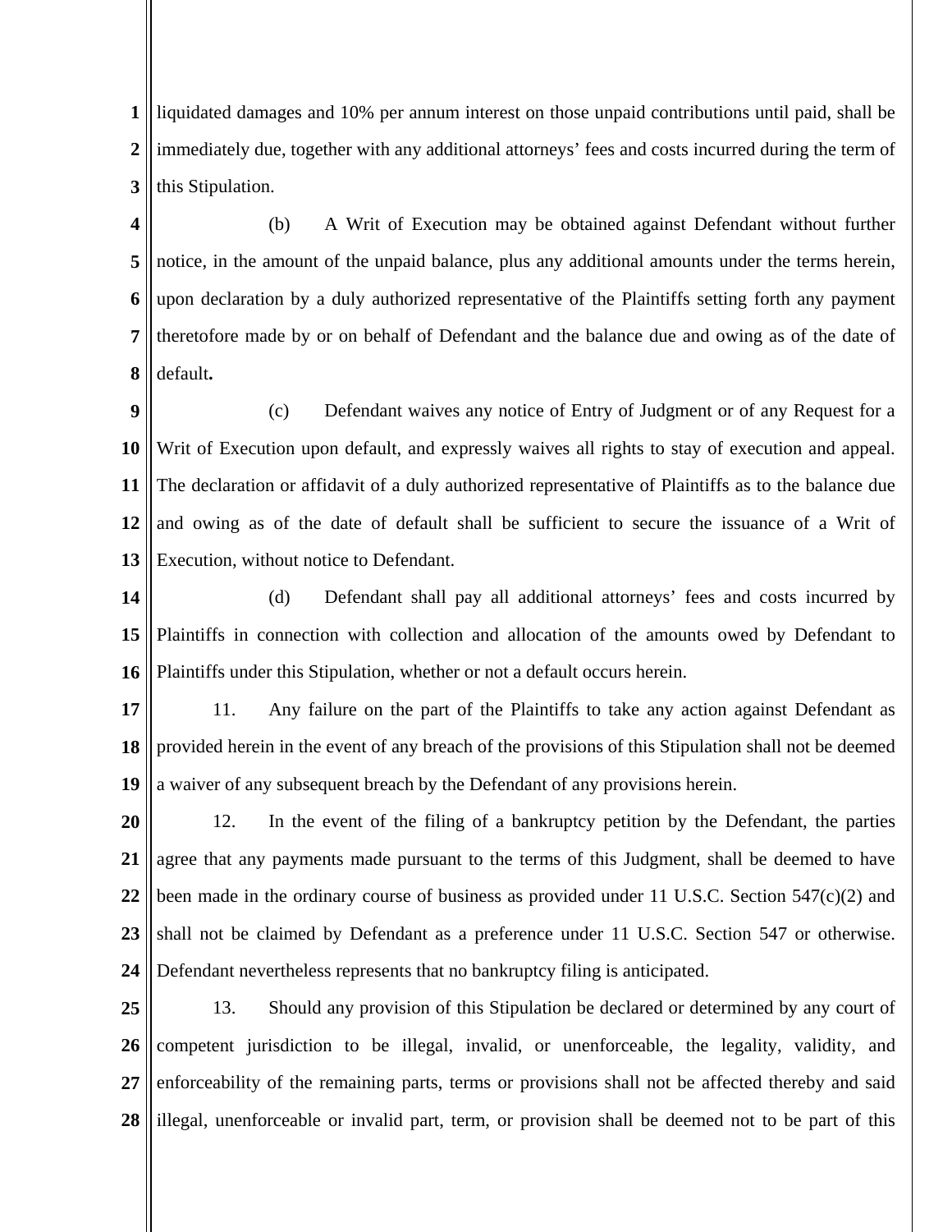liquidated damages and 10% per annum interest on those unpaid contributions until paid, shall be immediately due, together with any additional attorneys' fees and costs incurred during the term of this Stipulation.

(b) A Writ of Execution may be obtained against Defendant without further notice, in the amount of the unpaid balance, plus any additional amounts under the terms herein, upon declaration by a duly authorized representative of the Plaintiffs setting forth any payment theretofore made by or on behalf of Defendant and the balance due and owing as of the date of default**.**

(c) Defendant waives any notice of Entry of Judgment or of any Request for a Writ of Execution upon default, and expressly waives all rights to stay of execution and appeal. The declaration or affidavit of a duly authorized representative of Plaintiffs as to the balance due and owing as of the date of default shall be sufficient to secure the issuance of a Writ of Execution, without notice to Defendant.

(d) Defendant shall pay all additional attorneys' fees and costs incurred by Plaintiffs in connection with collection and allocation of the amounts owed by Defendant to Plaintiffs under this Stipulation, whether or not a default occurs herein.

11. Any failure on the part of the Plaintiffs to take any action against Defendant as provided herein in the event of any breach of the provisions of this Stipulation shall not be deemed a waiver of any subsequent breach by the Defendant of any provisions herein.

12. In the event of the filing of a bankruptcy petition by the Defendant, the parties agree that any payments made pursuant to the terms of this Judgment, shall be deemed to have been made in the ordinary course of business as provided under 11 U.S.C. Section 547(c)(2) and shall not be claimed by Defendant as a preference under 11 U.S.C. Section 547 or otherwise. Defendant nevertheless represents that no bankruptcy filing is anticipated.

13. Should any provision of this Stipulation be declared or determined by any court of competent jurisdiction to be illegal, invalid, or unenforceable, the legality, validity, and enforceability of the remaining parts, terms or provisions shall not be affected thereby and said illegal, unenforceable or invalid part, term, or provision shall be deemed not to be part of this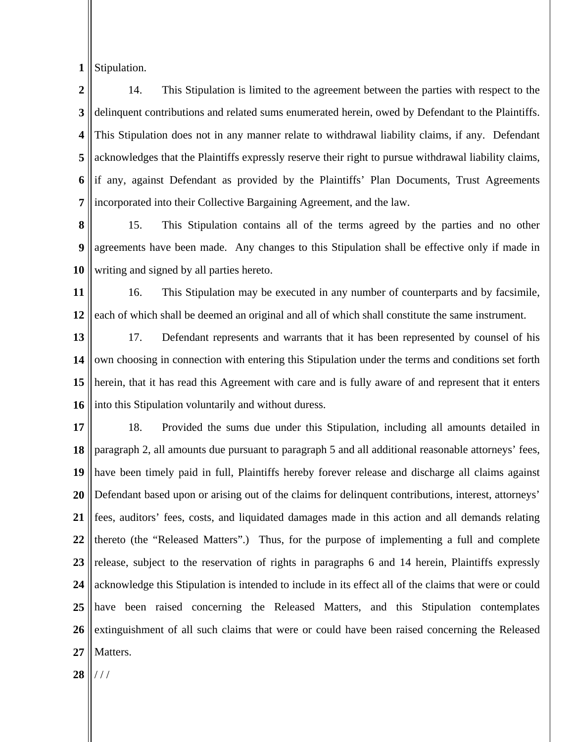Stipulation.

14. This Stipulation is limited to the agreement between the parties with respect to the delinquent contributions and related sums enumerated herein, owed by Defendant to the Plaintiffs. This Stipulation does not in any manner relate to withdrawal liability claims, if any. Defendant acknowledges that the Plaintiffs expressly reserve their right to pursue withdrawal liability claims, if any, against Defendant as provided by the Plaintiffs' Plan Documents, Trust Agreements incorporated into their Collective Bargaining Agreement, and the law.

15. This Stipulation contains all of the terms agreed by the parties and no other agreements have been made. Any changes to this Stipulation shall be effective only if made in writing and signed by all parties hereto.

16. This Stipulation may be executed in any number of counterparts and by facsimile, each of which shall be deemed an original and all of which shall constitute the same instrument.

17. Defendant represents and warrants that it has been represented by counsel of his own choosing in connection with entering this Stipulation under the terms and conditions set forth herein, that it has read this Agreement with care and is fully aware of and represent that it enters into this Stipulation voluntarily and without duress.

18. Provided the sums due under this Stipulation, including all amounts detailed in paragraph 2, all amounts due pursuant to paragraph 5 and all additional reasonable attorneys' fees, have been timely paid in full, Plaintiffs hereby forever release and discharge all claims against Defendant based upon or arising out of the claims for delinquent contributions, interest, attorneys' fees, auditors' fees, costs, and liquidated damages made in this action and all demands relating thereto (the "Released Matters".) Thus, for the purpose of implementing a full and complete release, subject to the reservation of rights in paragraphs 6 and 14 herein, Plaintiffs expressly acknowledge this Stipulation is intended to include in its effect all of the claims that were or could have been raised concerning the Released Matters, and this Stipulation contemplates extinguishment of all such claims that were or could have been raised concerning the Released Matters.

/ / /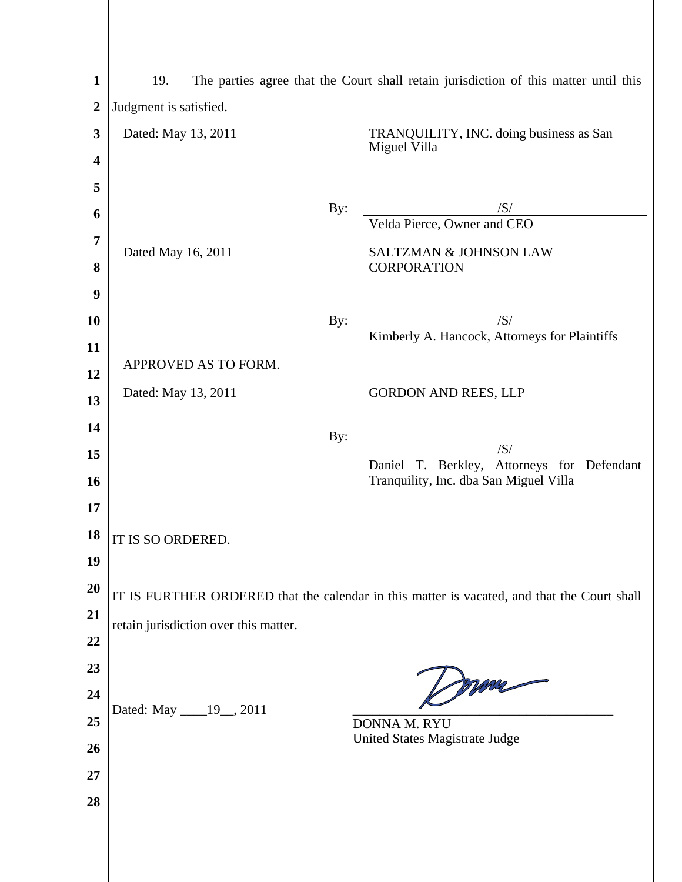19. The parties agree that the Court shall retain jurisdiction of this matter until this Judgment is satisfied.

Dated: May 13, 2011

TRANQUILITY, INC. doing business as San Miguel Villa

By: /S/
Velda Pierce, Owner and CEO

Dated May 16, 2011

SALTZMAN & JOHNSON LAW CORPORATION

By: /S/
Kimberly A. Hancock, Attorneys for Plaintiffs

APPROVED AS TO FORM.

Dated: May 13, 2011

GORDON AND REES, LLP

By: /S/
Daniel T. Berkley, Attorneys for Defendant Tranquility, Inc. dba San Miguel Villa

IT IS SO ORDERED.

IT IS FURTHER ORDERED that the calendar in this matter is vacated, and that the Court shall retain jurisdiction over this matter.

Dated: May ____19__, 2011

DONNA M. RYU
United States Magistrate Judge